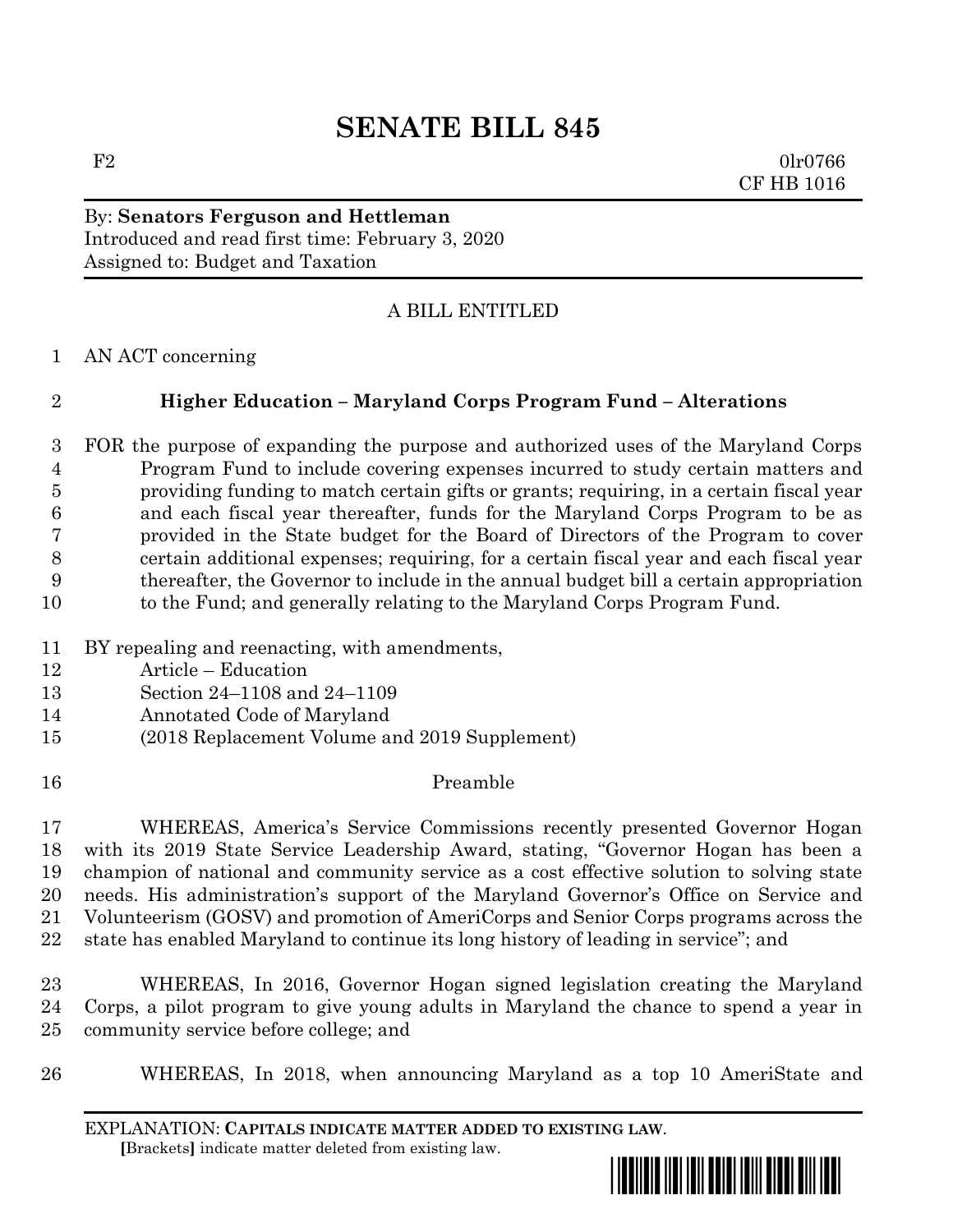# SENATE BILL 845

F2 0lr0766
CF HB 1016

By: **Senators Ferguson and Hettleman**
Introduced and read first time: February 3, 2020
Assigned to: Budget and Taxation

A BILL ENTITLED

AN ACT concerning

**Higher Education – Maryland Corps Program Fund – Alterations**

FOR the purpose of expanding the purpose and authorized uses of the Maryland Corps Program Fund to include covering expenses incurred to study certain matters and providing funding to match certain gifts or grants; requiring, in a certain fiscal year and each fiscal year thereafter, funds for the Maryland Corps Program to be as provided in the State budget for the Board of Directors of the Program to cover certain additional expenses; requiring, for a certain fiscal year and each fiscal year thereafter, the Governor to include in the annual budget bill a certain appropriation to the Fund; and generally relating to the Maryland Corps Program Fund.

BY repealing and reenacting, with amendments,
Article – Education
Section 24–1108 and 24–1109
Annotated Code of Maryland
(2018 Replacement Volume and 2019 Supplement)

Preamble

WHEREAS, America's Service Commissions recently presented Governor Hogan with its 2019 State Service Leadership Award, stating, "Governor Hogan has been a champion of national and community service as a cost effective solution to solving state needs. His administration's support of the Maryland Governor's Office on Service and Volunteerism (GOSV) and promotion of AmeriCorps and Senior Corps programs across the state has enabled Maryland to continue its long history of leading in service"; and

WHEREAS, In 2016, Governor Hogan signed legislation creating the Maryland Corps, a pilot program to give young adults in Maryland the chance to spend a year in community service before college; and

WHEREAS, In 2018, when announcing Maryland as a top 10 AmeriState and

EXPLANATION: **CAPITALS INDICATE MATTER ADDED TO EXISTING LAW**.
**[**Brackets**]** indicate matter deleted from existing law.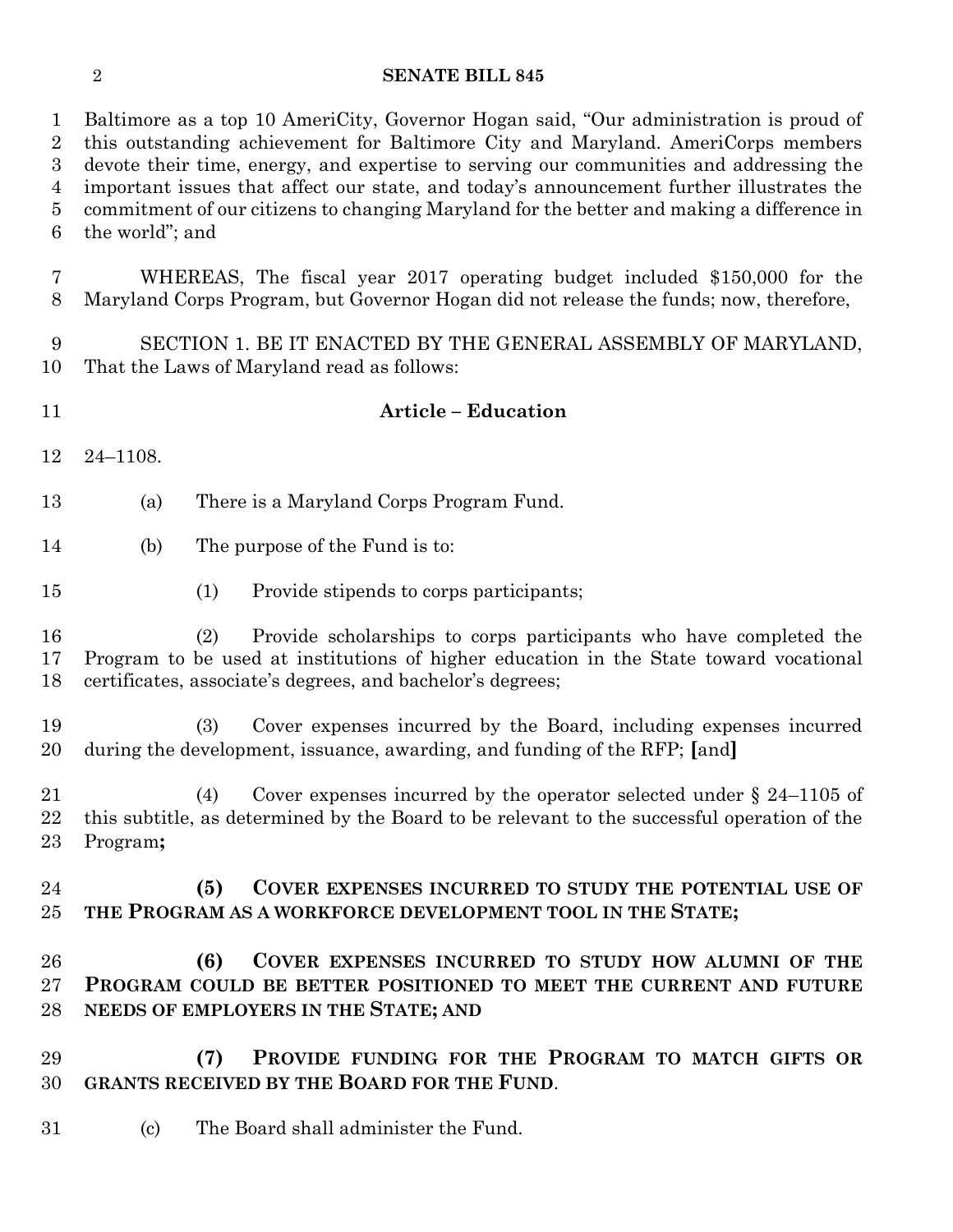Baltimore as a top 10 AmeriCity, Governor Hogan said, "Our administration is proud of this outstanding achievement for Baltimore City and Maryland. AmeriCorps members devote their time, energy, and expertise to serving our communities and addressing the important issues that affect our state, and today's announcement further illustrates the commitment of our citizens to changing Maryland for the better and making a difference in the world"; and

WHEREAS, The fiscal year 2017 operating budget included $150,000 for the Maryland Corps Program, but Governor Hogan did not release the funds; now, therefore,

SECTION 1. BE IT ENACTED BY THE GENERAL ASSEMBLY OF MARYLAND, That the Laws of Maryland read as follows:

**Article – Education**

24–1108.

(a) There is a Maryland Corps Program Fund.

(b) The purpose of the Fund is to:

(1) Provide stipends to corps participants;

(2) Provide scholarships to corps participants who have completed the Program to be used at institutions of higher education in the State toward vocational certificates, associate's degrees, and bachelor's degrees;

(3) Cover expenses incurred by the Board, including expenses incurred during the development, issuance, awarding, and funding of the RFP; **[**and**]**

(4) Cover expenses incurred by the operator selected under § 24–1105 of this subtitle, as determined by the Board to be relevant to the successful operation of the Program**;**

**(5) COVER EXPENSES INCURRED TO STUDY THE POTENTIAL USE OF THE PROGRAM AS A WORKFORCE DEVELOPMENT TOOL IN THE STATE;**

**(6) COVER EXPENSES INCURRED TO STUDY HOW ALUMNI OF THE PROGRAM COULD BE BETTER POSITIONED TO MEET THE CURRENT AND FUTURE NEEDS OF EMPLOYERS IN THE STATE; AND**

**(7) PROVIDE FUNDING FOR THE PROGRAM TO MATCH GIFTS OR GRANTS RECEIVED BY THE BOARD FOR THE FUND**.

(c) The Board shall administer the Fund.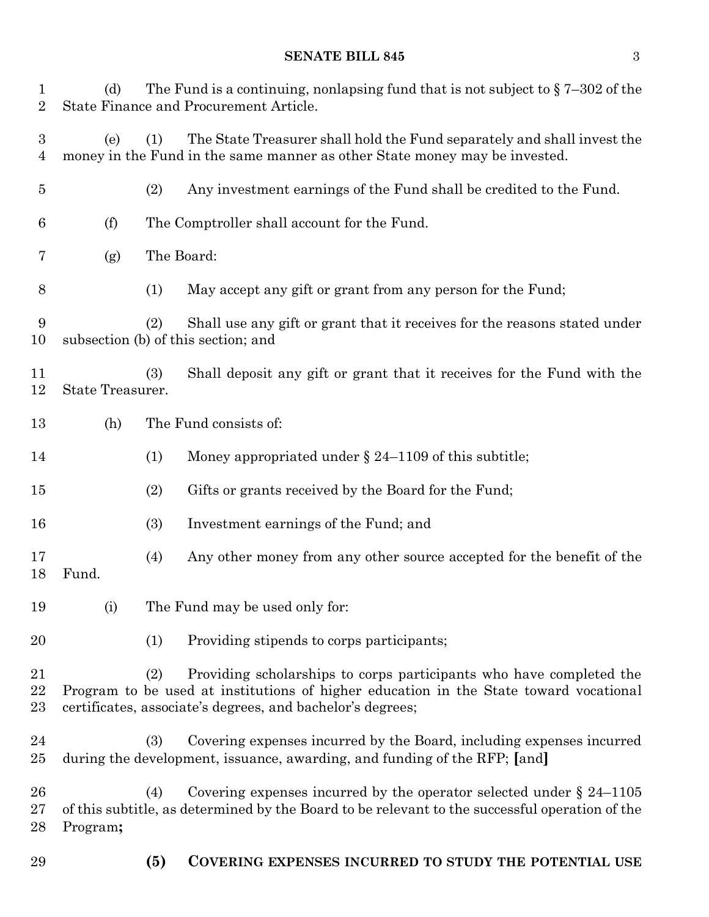(d) The Fund is a continuing, nonlapsing fund that is not subject to § 7–302 of the State Finance and Procurement Article.

(e) (1) The State Treasurer shall hold the Fund separately and shall invest the money in the Fund in the same manner as other State money may be invested.

(2) Any investment earnings of the Fund shall be credited to the Fund.

(f) The Comptroller shall account for the Fund.

(g) The Board:

(1) May accept any gift or grant from any person for the Fund;

(2) Shall use any gift or grant that it receives for the reasons stated under subsection (b) of this section; and

(3) Shall deposit any gift or grant that it receives for the Fund with the State Treasurer.

(h) The Fund consists of:

(1) Money appropriated under § 24–1109 of this subtitle;

(2) Gifts or grants received by the Board for the Fund;

(3) Investment earnings of the Fund; and

(4) Any other money from any other source accepted for the benefit of the Fund.

(i) The Fund may be used only for:

(1) Providing stipends to corps participants;

(2) Providing scholarships to corps participants who have completed the Program to be used at institutions of higher education in the State toward vocational certificates, associate's degrees, and bachelor's degrees;

(3) Covering expenses incurred by the Board, including expenses incurred during the development, issuance, awarding, and funding of the RFP; **[**and**]**

(4) Covering expenses incurred by the operator selected under § 24–1105 of this subtitle, as determined by the Board to be relevant to the successful operation of the Program**;**

**(5) COVERING EXPENSES INCURRED TO STUDY THE POTENTIAL USE**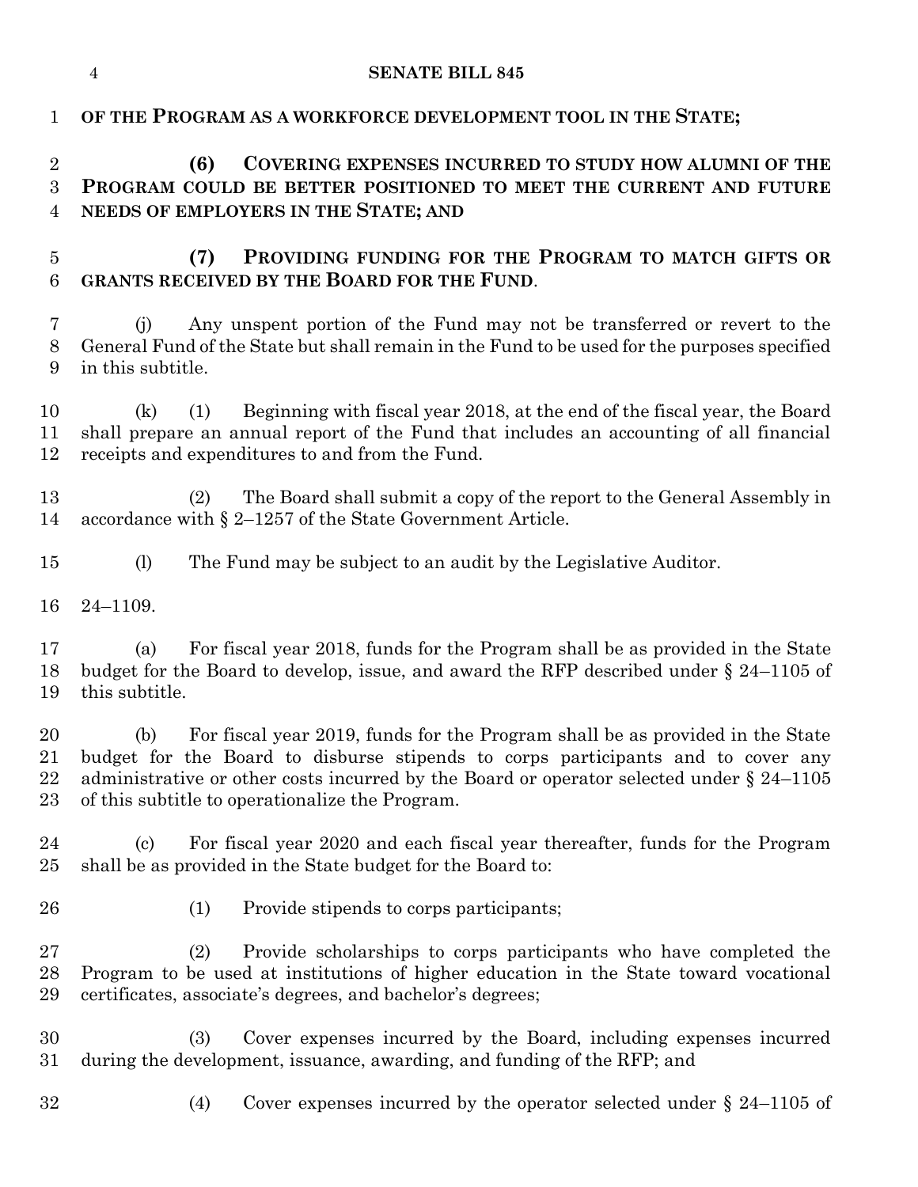**OF THE PROGRAM AS A WORKFORCE DEVELOPMENT TOOL IN THE STATE;**

**(6) COVERING EXPENSES INCURRED TO STUDY HOW ALUMNI OF THE PROGRAM COULD BE BETTER POSITIONED TO MEET THE CURRENT AND FUTURE NEEDS OF EMPLOYERS IN THE STATE; AND**

**(7) PROVIDING FUNDING FOR THE PROGRAM TO MATCH GIFTS OR GRANTS RECEIVED BY THE BOARD FOR THE FUND**.

(j) Any unspent portion of the Fund may not be transferred or revert to the General Fund of the State but shall remain in the Fund to be used for the purposes specified in this subtitle.

(k) (1) Beginning with fiscal year 2018, at the end of the fiscal year, the Board shall prepare an annual report of the Fund that includes an accounting of all financial receipts and expenditures to and from the Fund.

(2) The Board shall submit a copy of the report to the General Assembly in accordance with § 2–1257 of the State Government Article.

(l) The Fund may be subject to an audit by the Legislative Auditor.

24–1109.

(a) For fiscal year 2018, funds for the Program shall be as provided in the State budget for the Board to develop, issue, and award the RFP described under § 24–1105 of this subtitle.

(b) For fiscal year 2019, funds for the Program shall be as provided in the State budget for the Board to disburse stipends to corps participants and to cover any administrative or other costs incurred by the Board or operator selected under § 24–1105 of this subtitle to operationalize the Program.

(c) For fiscal year 2020 and each fiscal year thereafter, funds for the Program shall be as provided in the State budget for the Board to:

(1) Provide stipends to corps participants;

(2) Provide scholarships to corps participants who have completed the Program to be used at institutions of higher education in the State toward vocational certificates, associate's degrees, and bachelor's degrees;

(3) Cover expenses incurred by the Board, including expenses incurred during the development, issuance, awarding, and funding of the RFP; and

(4) Cover expenses incurred by the operator selected under § 24–1105 of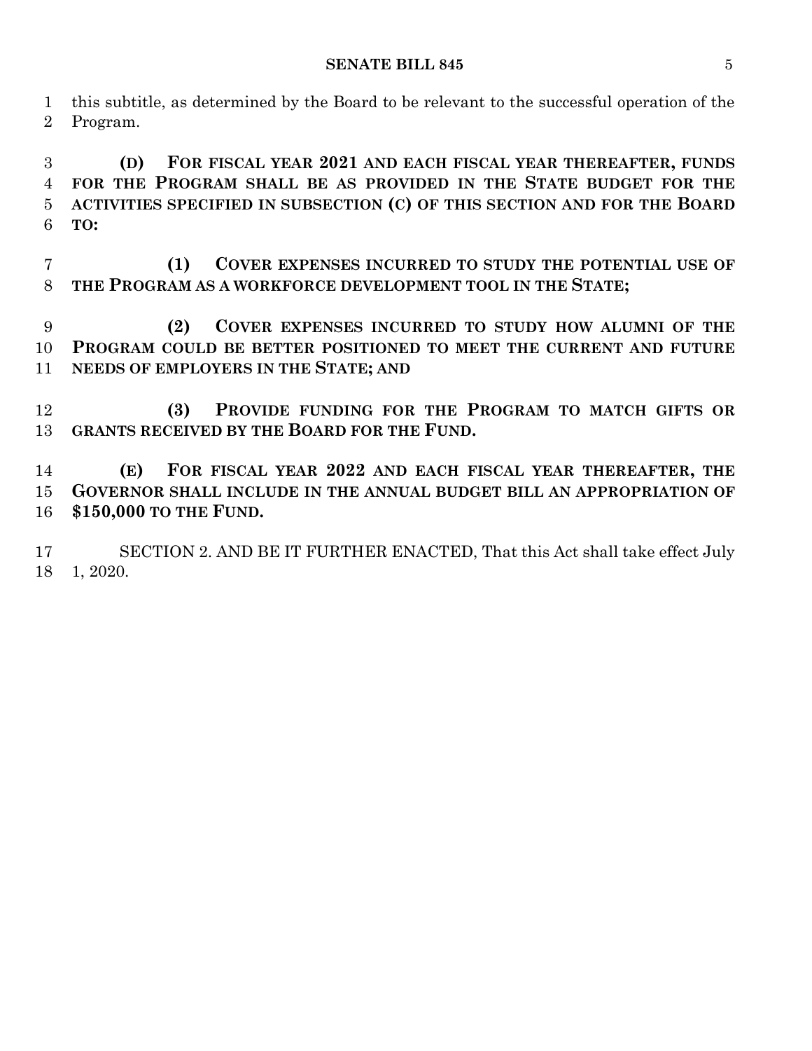this subtitle, as determined by the Board to be relevant to the successful operation of the Program.

**(D) FOR FISCAL YEAR 2021 AND EACH FISCAL YEAR THEREAFTER, FUNDS FOR THE PROGRAM SHALL BE AS PROVIDED IN THE STATE BUDGET FOR THE ACTIVITIES SPECIFIED IN SUBSECTION (C) OF THIS SECTION AND FOR THE BOARD TO:**

**(1) COVER EXPENSES INCURRED TO STUDY THE POTENTIAL USE OF THE PROGRAM AS A WORKFORCE DEVELOPMENT TOOL IN THE STATE;**

**(2) COVER EXPENSES INCURRED TO STUDY HOW ALUMNI OF THE PROGRAM COULD BE BETTER POSITIONED TO MEET THE CURRENT AND FUTURE NEEDS OF EMPLOYERS IN THE STATE; AND**

**(3) PROVIDE FUNDING FOR THE PROGRAM TO MATCH GIFTS OR GRANTS RECEIVED BY THE BOARD FOR THE FUND.**

**(E) FOR FISCAL YEAR 2022 AND EACH FISCAL YEAR THEREAFTER, THE GOVERNOR SHALL INCLUDE IN THE ANNUAL BUDGET BILL AN APPROPRIATION OF $150,000 TO THE FUND.**

SECTION 2. AND BE IT FURTHER ENACTED, That this Act shall take effect July 1, 2020.